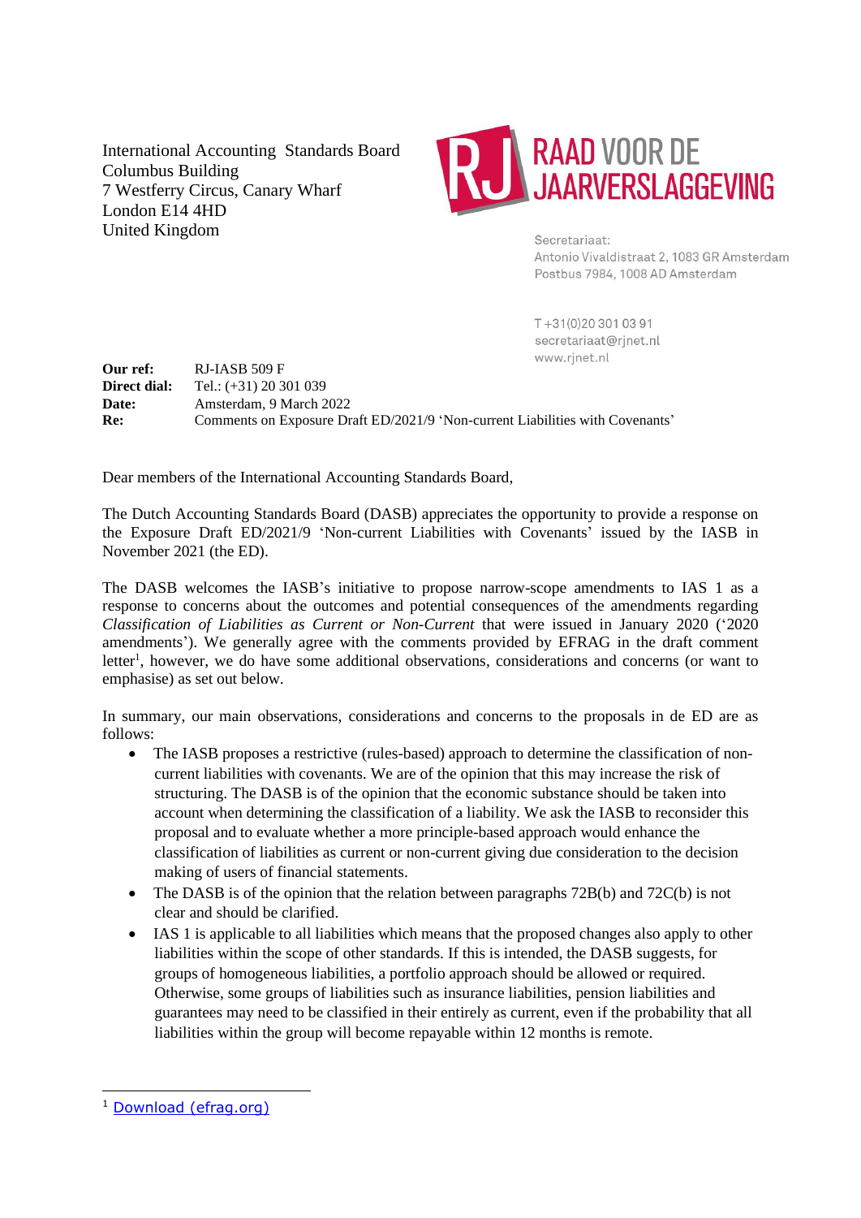International Accounting Standards Board
Columbus Building
7 Westferry Circus, Canary Wharf
London E14 4HD
United Kingdom

RAAD VOOR DE JAARVERSLAGGEVING

Secretariaat:
Antonio Vivaldistraat 2, 1083 GR Amsterdam
Postbus 7984, 1008 AD Amsterdam

T +31(0)20 301 03 91
secretariaat@rjnet.nl
www.rjnet.nl

**Our ref:** RJ-IASB 509 F
**Direct dial:** Tel.: (+31) 20 301 039
**Date:** Amsterdam, 9 March 2022
**Re:** Comments on Exposure Draft ED/2021/9 'Non-current Liabilities with Covenants'

Dear members of the International Accounting Standards Board,

The Dutch Accounting Standards Board (DASB) appreciates the opportunity to provide a response on the Exposure Draft ED/2021/9 'Non-current Liabilities with Covenants' issued by the IASB in November 2021 (the ED).

The DASB welcomes the IASB's initiative to propose narrow-scope amendments to IAS 1 as a response to concerns about the outcomes and potential consequences of the amendments regarding *Classification of Liabilities as Current or Non-Current* that were issued in January 2020 ('2020 amendments'). We generally agree with the comments provided by EFRAG in the draft comment letter[1], however, we do have some additional observations, considerations and concerns (or want to emphasise) as set out below.

In summary, our main observations, considerations and concerns to the proposals in de ED are as follows:

- The IASB proposes a restrictive (rules-based) approach to determine the classification of non-current liabilities with covenants. We are of the opinion that this may increase the risk of structuring. The DASB is of the opinion that the economic substance should be taken into account when determining the classification of a liability. We ask the IASB to reconsider this proposal and to evaluate whether a more principle-based approach would enhance the classification of liabilities as current or non-current giving due consideration to the decision making of users of financial statements.
- The DASB is of the opinion that the relation between paragraphs 72B(b) and 72C(b) is not clear and should be clarified.
- IAS 1 is applicable to all liabilities which means that the proposed changes also apply to other liabilities within the scope of other standards. If this is intended, the DASB suggests, for groups of homogeneous liabilities, a portfolio approach should be allowed or required. Otherwise, some groups of liabilities such as insurance liabilities, pension liabilities and guarantees may need to be classified in their entirely as current, even if the probability that all liabilities within the group will become repayable within 12 months is remote.

[1] Download (efrag.org)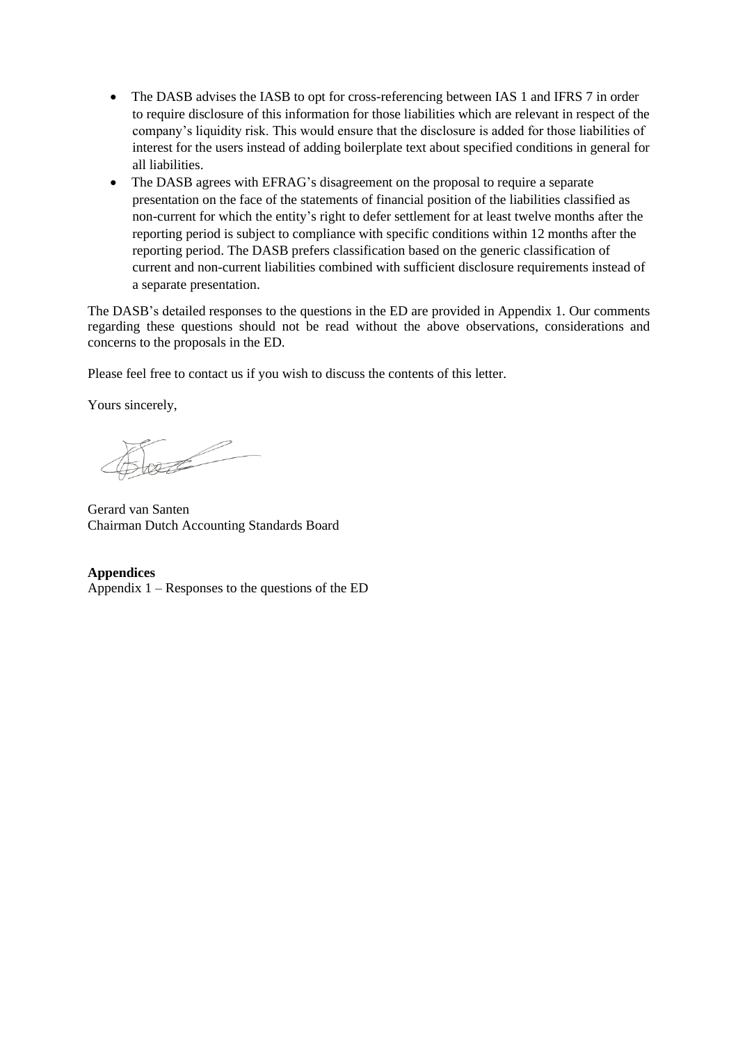- The DASB advises the IASB to opt for cross-referencing between IAS 1 and IFRS 7 in order to require disclosure of this information for those liabilities which are relevant in respect of the company's liquidity risk. This would ensure that the disclosure is added for those liabilities of interest for the users instead of adding boilerplate text about specified conditions in general for all liabilities.
- The DASB agrees with EFRAG's disagreement on the proposal to require a separate presentation on the face of the statements of financial position of the liabilities classified as non-current for which the entity's right to defer settlement for at least twelve months after the reporting period is subject to compliance with specific conditions within 12 months after the reporting period. The DASB prefers classification based on the generic classification of current and non-current liabilities combined with sufficient disclosure requirements instead of a separate presentation.

The DASB's detailed responses to the questions in the ED are provided in Appendix 1. Our comments regarding these questions should not be read without the above observations, considerations and concerns to the proposals in the ED.

Please feel free to contact us if you wish to discuss the contents of this letter.

Yours sincerely,

Gerard van Santen
Chairman Dutch Accounting Standards Board

**Appendices**
Appendix 1 – Responses to the questions of the ED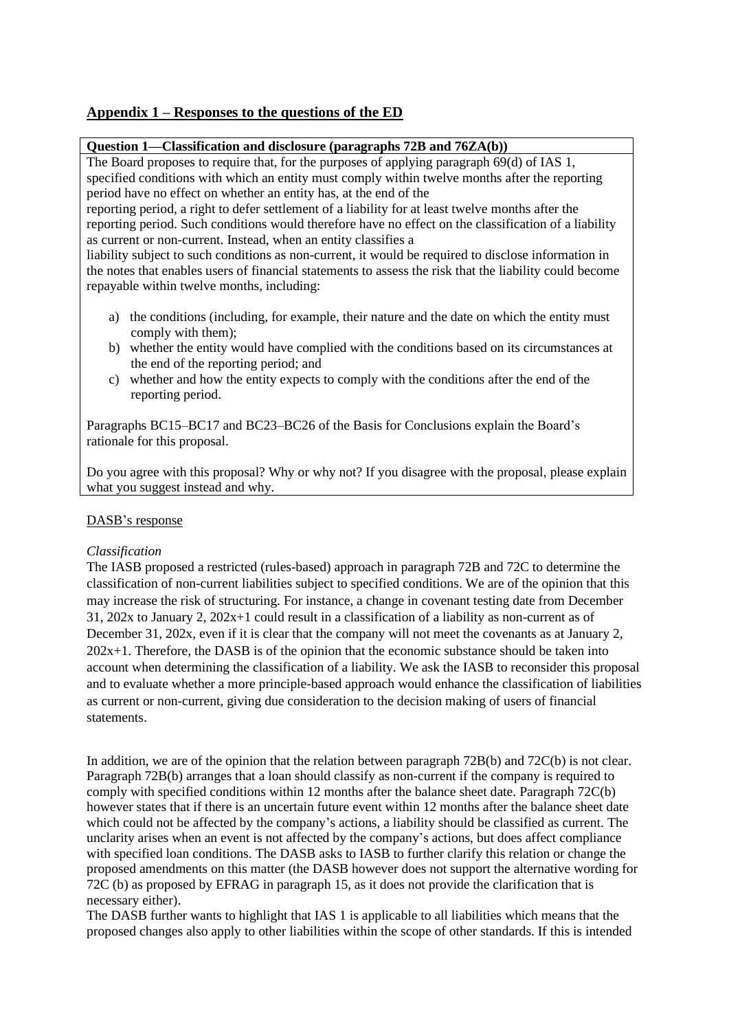## Appendix 1 – Responses to the questions of the ED

**Question 1—Classification and disclosure (paragraphs 72B and 76ZA(b))**

The Board proposes to require that, for the purposes of applying paragraph 69(d) of IAS 1, specified conditions with which an entity must comply within twelve months after the reporting period have no effect on whether an entity has, at the end of the reporting period, a right to defer settlement of a liability for at least twelve months after the reporting period. Such conditions would therefore have no effect on the classification of a liability as current or non-current. Instead, when an entity classifies a liability subject to such conditions as non-current, it would be required to disclose information in the notes that enables users of financial statements to assess the risk that the liability could become repayable within twelve months, including:

a) the conditions (including, for example, their nature and the date on which the entity must comply with them);
b) whether the entity would have complied with the conditions based on its circumstances at the end of the reporting period; and
c) whether and how the entity expects to comply with the conditions after the end of the reporting period.

Paragraphs BC15–BC17 and BC23–BC26 of the Basis for Conclusions explain the Board's rationale for this proposal.

Do you agree with this proposal? Why or why not? If you disagree with the proposal, please explain what you suggest instead and why.

DASB's response

*Classification*

The IASB proposed a restricted (rules-based) approach in paragraph 72B and 72C to determine the classification of non-current liabilities subject to specified conditions. We are of the opinion that this may increase the risk of structuring. For instance, a change in covenant testing date from December 31, 202x to January 2, 202x+1 could result in a classification of a liability as non-current as of December 31, 202x, even if it is clear that the company will not meet the covenants as at January 2, 202x+1. Therefore, the DASB is of the opinion that the economic substance should be taken into account when determining the classification of a liability. We ask the IASB to reconsider this proposal and to evaluate whether a more principle-based approach would enhance the classification of liabilities as current or non-current, giving due consideration to the decision making of users of financial statements.

In addition, we are of the opinion that the relation between paragraph 72B(b) and 72C(b) is not clear. Paragraph 72B(b) arranges that a loan should classify as non-current if the company is required to comply with specified conditions within 12 months after the balance sheet date. Paragraph 72C(b) however states that if there is an uncertain future event within 12 months after the balance sheet date which could not be affected by the company's actions, a liability should be classified as current. The unclarity arises when an event is not affected by the company's actions, but does affect compliance with specified loan conditions. The DASB asks to IASB to further clarify this relation or change the proposed amendments on this matter (the DASB however does not support the alternative wording for 72C (b) as proposed by EFRAG in paragraph 15, as it does not provide the clarification that is necessary either).

The DASB further wants to highlight that IAS 1 is applicable to all liabilities which means that the proposed changes also apply to other liabilities within the scope of other standards. If this is intended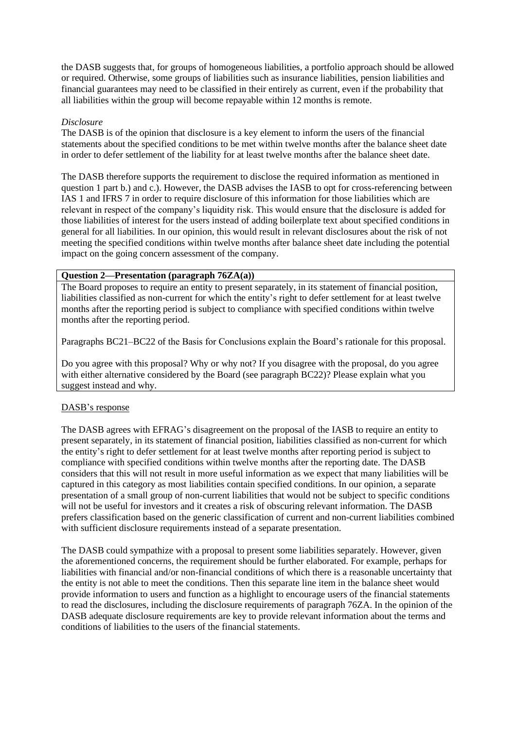the DASB suggests that, for groups of homogeneous liabilities, a portfolio approach should be allowed or required. Otherwise, some groups of liabilities such as insurance liabilities, pension liabilities and financial guarantees may need to be classified in their entirely as current, even if the probability that all liabilities within the group will become repayable within 12 months is remote.

*Disclosure*

The DASB is of the opinion that disclosure is a key element to inform the users of the financial statements about the specified conditions to be met within twelve months after the balance sheet date in order to defer settlement of the liability for at least twelve months after the balance sheet date.

The DASB therefore supports the requirement to disclose the required information as mentioned in question 1 part b.) and c.). However, the DASB advises the IASB to opt for cross-referencing between IAS 1 and IFRS 7 in order to require disclosure of this information for those liabilities which are relevant in respect of the company's liquidity risk. This would ensure that the disclosure is added for those liabilities of interest for the users instead of adding boilerplate text about specified conditions in general for all liabilities. In our opinion, this would result in relevant disclosures about the risk of not meeting the specified conditions within twelve months after balance sheet date including the potential impact on the going concern assessment of the company.

**Question 2—Presentation (paragraph 76ZA(a))**

The Board proposes to require an entity to present separately, in its statement of financial position, liabilities classified as non-current for which the entity's right to defer settlement for at least twelve months after the reporting period is subject to compliance with specified conditions within twelve months after the reporting period.

Paragraphs BC21–BC22 of the Basis for Conclusions explain the Board's rationale for this proposal.

Do you agree with this proposal? Why or why not? If you disagree with the proposal, do you agree with either alternative considered by the Board (see paragraph BC22)? Please explain what you suggest instead and why.

DASB's response

The DASB agrees with EFRAG's disagreement on the proposal of the IASB to require an entity to present separately, in its statement of financial position, liabilities classified as non-current for which the entity's right to defer settlement for at least twelve months after reporting period is subject to compliance with specified conditions within twelve months after the reporting date. The DASB considers that this will not result in more useful information as we expect that many liabilities will be captured in this category as most liabilities contain specified conditions. In our opinion, a separate presentation of a small group of non-current liabilities that would not be subject to specific conditions will not be useful for investors and it creates a risk of obscuring relevant information. The DASB prefers classification based on the generic classification of current and non-current liabilities combined with sufficient disclosure requirements instead of a separate presentation.

The DASB could sympathize with a proposal to present some liabilities separately. However, given the aforementioned concerns, the requirement should be further elaborated. For example, perhaps for liabilities with financial and/or non-financial conditions of which there is a reasonable uncertainty that the entity is not able to meet the conditions. Then this separate line item in the balance sheet would provide information to users and function as a highlight to encourage users of the financial statements to read the disclosures, including the disclosure requirements of paragraph 76ZA. In the opinion of the DASB adequate disclosure requirements are key to provide relevant information about the terms and conditions of liabilities to the users of the financial statements.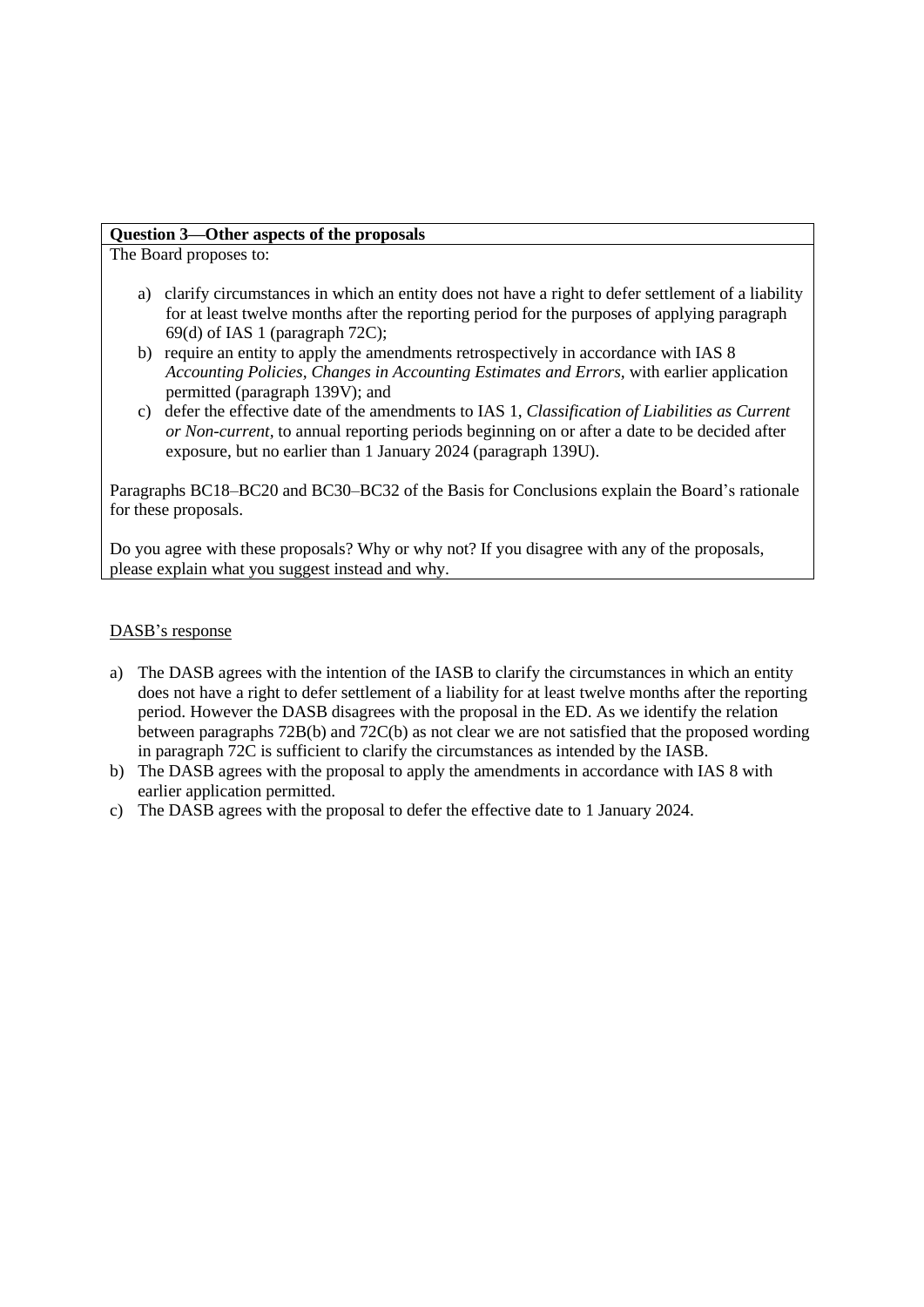| **Question 3—Other aspects of the proposals** |
| --- |
| The Board proposes to:<br><br>a) clarify circumstances in which an entity does not have a right to defer settlement of a liability for at least twelve months after the reporting period for the purposes of applying paragraph 69(d) of IAS 1 (paragraph 72C);<br>b) require an entity to apply the amendments retrospectively in accordance with IAS 8 *Accounting Policies, Changes in Accounting Estimates and Errors*, with earlier application permitted (paragraph 139V); and<br>c) defer the effective date of the amendments to IAS 1, *Classification of Liabilities as Current or Non-current*, to annual reporting periods beginning on or after a date to be decided after exposure, but no earlier than 1 January 2024 (paragraph 139U).<br><br>Paragraphs BC18–BC20 and BC30–BC32 of the Basis for Conclusions explain the Board's rationale for these proposals.<br><br>Do you agree with these proposals? Why or why not? If you disagree with any of the proposals, please explain what you suggest instead and why. |

<u>DASB's response</u>

a) The DASB agrees with the intention of the IASB to clarify the circumstances in which an entity does not have a right to defer settlement of a liability for at least twelve months after the reporting period. However the DASB disagrees with the proposal in the ED. As we identify the relation between paragraphs 72B(b) and 72C(b) as not clear we are not satisfied that the proposed wording in paragraph 72C is sufficient to clarify the circumstances as intended by the IASB.
b) The DASB agrees with the proposal to apply the amendments in accordance with IAS 8 with earlier application permitted.
c) The DASB agrees with the proposal to defer the effective date to 1 January 2024.